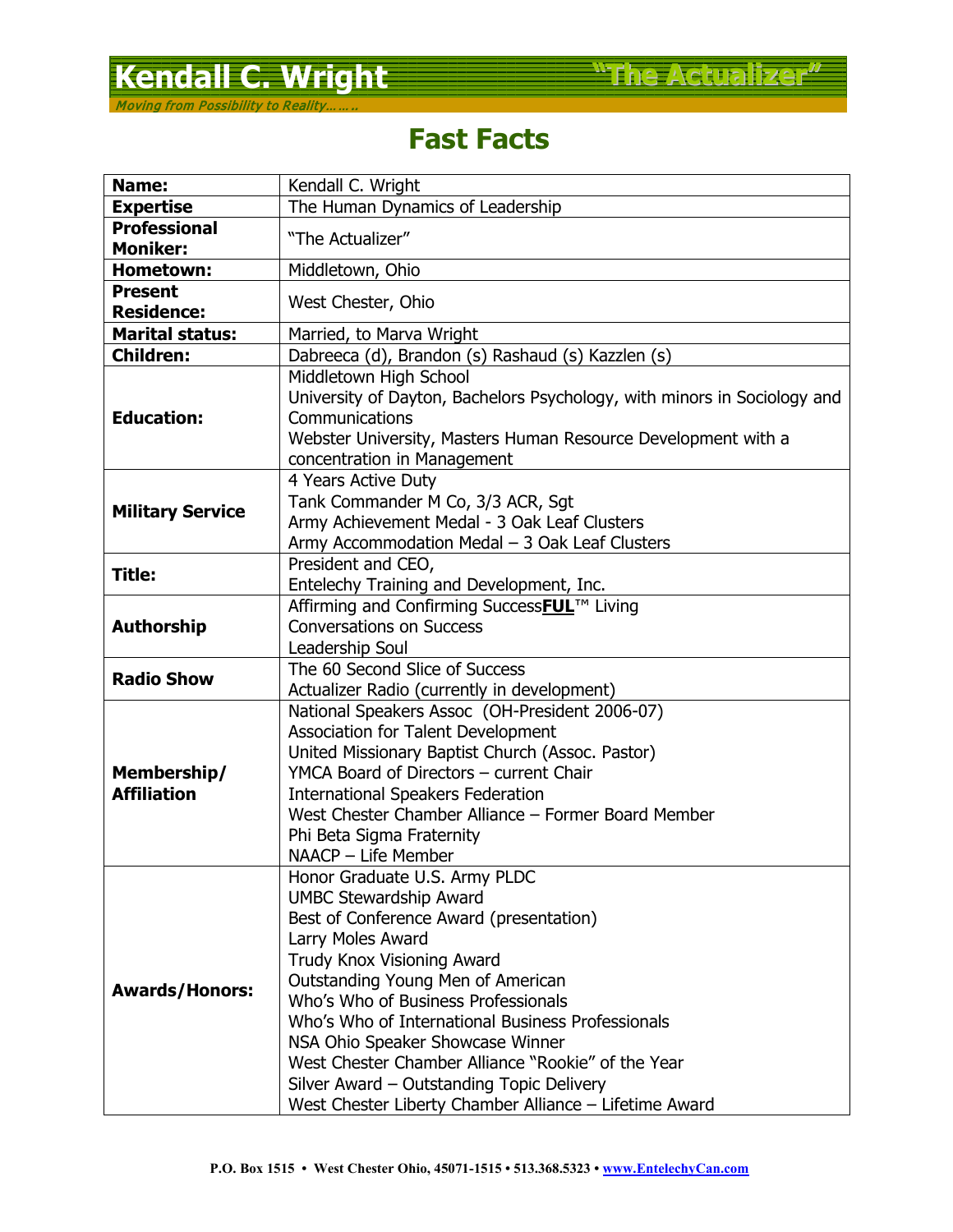# Kendall C. Wright "The Actualizer"

*Moving from Possibility to Reality……*

## Fast Facts

| | |
|---|---|
| **Name:** | Kendall C. Wright |
| **Expertise** | The Human Dynamics of Leadership |
| **Professional Moniker:** | "The Actualizer" |
| **Hometown:** | Middletown, Ohio |
| **Present Residence:** | West Chester, Ohio |
| **Marital status:** | Married, to Marva Wright |
| **Children:** | Dabreeca (d), Brandon (s) Rashaud (s) Kazzlen (s) |
| **Education:** | Middletown High School<br>University of Dayton, Bachelors Psychology, with minors in Sociology and Communications<br>Webster University, Masters Human Resource Development with a concentration in Management |
| **Military Service** | 4 Years Active Duty<br>Tank Commander M Co, 3/3 ACR, Sgt<br>Army Achievement Medal - 3 Oak Leaf Clusters<br>Army Accommodation Medal – 3 Oak Leaf Clusters |
| **Title:** | President and CEO,<br>Entelechy Training and Development, Inc. |
| **Authorship** | Affirming and Confirming Success**FUL**™ Living<br>Conversations on Success<br>Leadership Soul |
| **Radio Show** | The 60 Second Slice of Success<br>Actualizer Radio (currently in development) |
| **Membership/ Affiliation** | National Speakers Assoc (OH-President 2006-07)<br>Association for Talent Development<br>United Missionary Baptist Church (Assoc. Pastor)<br>YMCA Board of Directors – current Chair<br>International Speakers Federation<br>West Chester Chamber Alliance – Former Board Member<br>Phi Beta Sigma Fraternity<br>NAACP – Life Member |
| **Awards/Honors:** | Honor Graduate U.S. Army PLDC<br>UMBC Stewardship Award<br>Best of Conference Award (presentation)<br>Larry Moles Award<br>Trudy Knox Visioning Award<br>Outstanding Young Men of American<br>Who's Who of Business Professionals<br>Who's Who of International Business Professionals<br>NSA Ohio Speaker Showcase Winner<br>West Chester Chamber Alliance "Rookie" of the Year<br>Silver Award – Outstanding Topic Delivery<br>West Chester Liberty Chamber Alliance – Lifetime Award |

P.O. Box 1515 • West Chester Ohio, 45071-1515 • 513.368.5323 • www.EntelechyCan.com